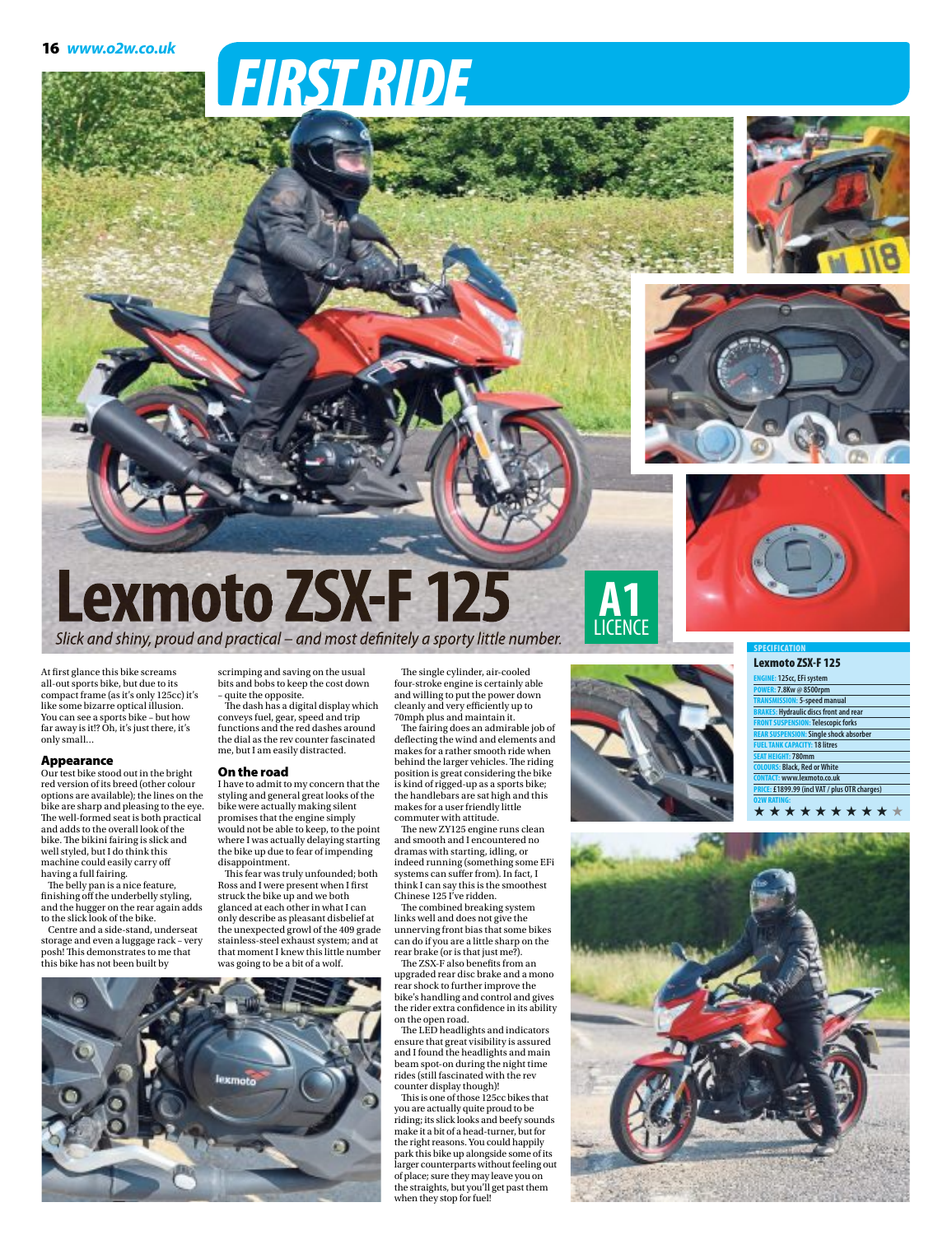# FIRST RIDE

# Lexmoto ZSX-F 125

A1 LICENCE

*Slick and shiny, proud and practical – and most definitely a sporty little number.*

At first glance this bike screams all-out sports bike, but due to its compact frame (as it's only 125cc) it's like some bizarre optical illusion. You can see a sports bike – but how far away is it!? Oh, it's just there, it's only small...

### Appearance

Our test bike stood out in the bright red version of its breed (other colour options are available); the lines on the bike are sharp and pleasing to the eye. The well-formed seat is both practical and adds to the overall look of the bike. The bikini fairing is slick and well styled, but I do think this machine could easily carry off having a full fairing.

The belly pan is a nice feature, finishing off the underbelly styling, and the hugger on the rear again adds to the slick look of the bike.

Centre and a side-stand, underseat storage and even a luggage rack – very posh! This demonstrates to me that this bike has not been built by scrimping and saving on the usual bits and bobs to keep the cost down – quite the opposite.

The dash has a digital display which conveys fuel, gear, speed and trip functions and the red dashes around the dial as the rev counter fascinated me, but I am easily distracted.

### On the road

I have to admit to my concern that the styling and general great looks of the bike were actually making silent promises that the engine simply would not be able to keep, to the point where I was actually delaying starting the bike up due to fear of impending disappointment.

This fear was truly unfounded; both Ross and I were present when I first struck the bike up and we both glanced at each other in what I can only describe as pleasant disbelief at the unexpected growl of the 409 grade stainless-steel exhaust system; and at that moment I knew this little number was going to be a bit of a wolf.

The single cylinder, air-cooled four-stroke engine is certainly able and willing to put the power down cleanly and very efficiently up to 70mph plus and maintain it.

The fairing does an admirable job of deflecting the wind and elements and makes for a rather smooth ride when behind the larger vehicles. The riding position is great considering the bike is kind of rigged-up as a sports bike; the handlebars are sat high and this makes for a user friendly little commuter with attitude.

The new ZY125 engine runs clean and smooth and I encountered no dramas with starting, idling, or indeed running (something some EFi systems can suffer from). In fact, I think I can say this is the smoothest Chinese 125 I've ridden.

The combined breaking system links well and does not give the unnerving front bias that some bikes can do if you are a little sharp on the rear brake (or is that just me?).

The ZSX-F also benefits from an upgraded rear disc brake and a mono rear shock to further improve the bike's handling and control and gives the rider extra confidence in its ability on the open road.

The LED headlights and indicators ensure that great visibility is assured and I found the headlights and main beam spot-on during the night time rides (still fascinated with the rev counter display though)!

This is one of those 125cc bikes that you are actually quite proud to be riding; its slick looks and beefy sounds make it a bit of a head-turner, but for the right reasons. You could happily park this bike up alongside some of its larger counterparts without feeling out of place; sure they may leave you on the straights, but you'll get past them when they stop for fuel!

**SPECIFICATION**

**Lexmoto ZSX-F 125**

| | |
|---|---|
| ENGINE: | 125cc, EFi system |
| POWER: | 7.8Kw @ 8500rpm |
| TRANSMISSION: | 5-speed manual |
| BRAKES: | Hydraulic discs front and rear |
| FRONT SUSPENSION: | Telescopic forks |
| REAR SUSPENSION: | Single shock absorber |
| FUEL TANK CAPACITY: | 18 litres |
| SEAT HEIGHT: | 780mm |
| COLOURS: | Black, Red or White |
| CONTACT: | www.lexmoto.co.uk |
| PRICE: | £1899.99 (incl VAT / plus OTR charges) |
| O2W RATING: | ★★★★★★★★★☆ |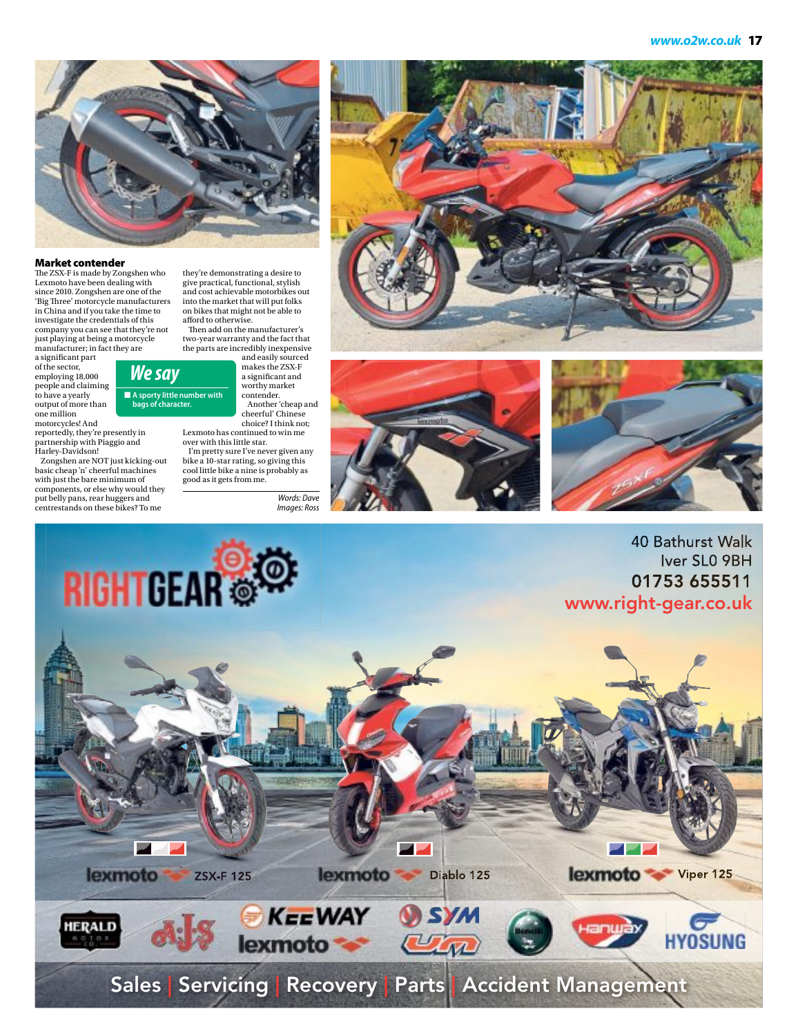## Market contender

The ZSX-F is made by Zongshen who Lexmoto have been dealing with since 2010. Zongshen are one of the 'Big Three' motorcycle manufacturers in China and if you take the time to investigate the credentials of this company you can see that they're not just playing at being a motorcycle manufacturer; in fact they are a significant part of the sector, employing 18,000 people and claiming to have a yearly output of more than one million motorcycles! And reportedly, they're presently in partnership with Piaggio and Harley-Davidson!

Zongshen are NOT just kicking-out basic cheap 'n' cheerful machines with just the bare minimum of components, or else why would they put belly pans, rear huggers and centrestands on these bikes? To me they're demonstrating a desire to give practical, functional, stylish and cost achievable motorbikes out into the market that will put folks on bikes that might not be able to afford to otherwise.

Then add on the manufacturer's two-year warranty and the fact that the parts are incredibly inexpensive and easily sourced makes the ZSX-F a significant and worthy market contender.

Another 'cheap and cheerful' Chinese choice? I think not; Lexmoto has continued to win me over with this little star.

I'm pretty sure I've never given any bike a 10-star rating, so giving this cool little bike a nine is probably as good as it gets from me.

> **We say**
>
> ■ A sporty little number with bags of character.

*Words: Dave*
*Images: Ross*

RIGHTGEAR

40 Bathurst Walk
Iver SL0 9BH
01753 655511
www.right-gear.co.uk

lexmoto ZSX-F 125 | lexmoto Diablo 125 | lexmoto Viper 125

HERALD · AJS · KEEWAY · lexmoto · SYM · UM · Benelli · Hanway · HYOSUNG

Sales | Servicing | Recovery | Parts | Accident Management